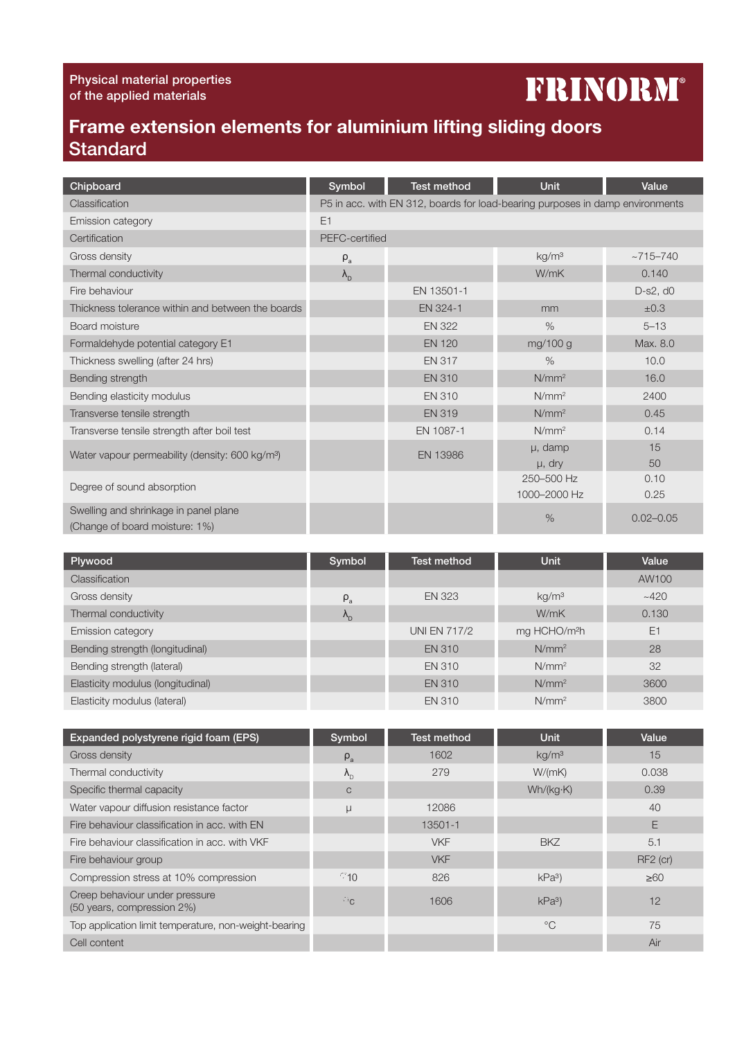Physical material properties
of the applied materials

FRINORM®

# Frame extension elements for aluminium lifting sliding doors Standard

| Chipboard | Symbol | Test method | Unit | Value |
|---|---|---|---|---|
| Classification | P5 in acc. with EN 312, boards for load-bearing purposes in damp environments | | | |
| Emission category | E1 | | | |
| Certification | PEFC-certified | | | |
| Gross density | $\rho_a$ | | kg/m³ | ~715–740 |
| Thermal conductivity | $\lambda_D$ | | W/mK | 0.140 |
| Fire behaviour | | EN 13501-1 | | D-s2, d0 |
| Thickness tolerance within and between the boards | | EN 324-1 | mm | ±0.3 |
| Board moisture | | EN 322 | % | 5–13 |
| Formaldehyde potential category E1 | | EN 120 | mg/100 g | Max. 8.0 |
| Thickness swelling (after 24 hrs) | | EN 317 | % | 10.0 |
| Bending strength | | EN 310 | N/mm² | 16.0 |
| Bending elasticity modulus | | EN 310 | N/mm² | 2400 |
| Transverse tensile strength | | EN 319 | N/mm² | 0.45 |
| Transverse tensile strength after boil test | | EN 1087-1 | N/mm² | 0.14 |
| Water vapour permeability (density: 600 kg/m³) | | EN 13986 | μ, damp<br>μ, dry | 15<br>50 |
| Degree of sound absorption | | | 250–500 Hz<br>1000–2000 Hz | 0.10<br>0.25 |
| Swelling and shrinkage in panel plane (Change of board moisture: 1%) | | | % | 0.02–0.05 |

| Plywood | Symbol | Test method | Unit | Value |
|---|---|---|---|---|
| Classification | | | | AW100 |
| Gross density | $\rho_a$ | EN 323 | kg/m³ | ~420 |
| Thermal conductivity | $\lambda_D$ | | W/mK | 0.130 |
| Emission category | | UNI EN 717/2 | mg HCHO/m²h | E1 |
| Bending strength (longitudinal) | | EN 310 | N/mm² | 28 |
| Bending strength (lateral) | | EN 310 | N/mm² | 32 |
| Elasticity modulus (longitudinal) | | EN 310 | N/mm² | 3600 |
| Elasticity modulus (lateral) | | EN 310 | N/mm² | 3800 |

| Expanded polystyrene rigid foam (EPS) | Symbol | Test method | Unit | Value |
|---|---|---|---|---|
| Gross density | $\rho_a$ | 1602 | kg/m³ | 15 |
| Thermal conductivity | $\lambda_D$ | 279 | W/(mK) | 0.038 |
| Specific thermal capacity | c | | Wh/(kg·K) | 0.39 |
| Water vapour diffusion resistance factor | μ | 12086 | | 40 |
| Fire behaviour classification in acc. with EN | | 13501-1 | | E |
| Fire behaviour classification in acc. with VKF | | VKF | BKZ | 5.1 |
| Fire behaviour group | | VKF | | RF2 (cr) |
| Compression stress at 10% compression | $\sigma_{10}$ | 826 | kPa³) | ≥60 |
| Creep behaviour under pressure (50 years, compression 2%) | $\sigma_c$ | 1606 | kPa³) | 12 |
| Top application limit temperature, non-weight-bearing | | | °C | 75 |
| Cell content | | | | Air |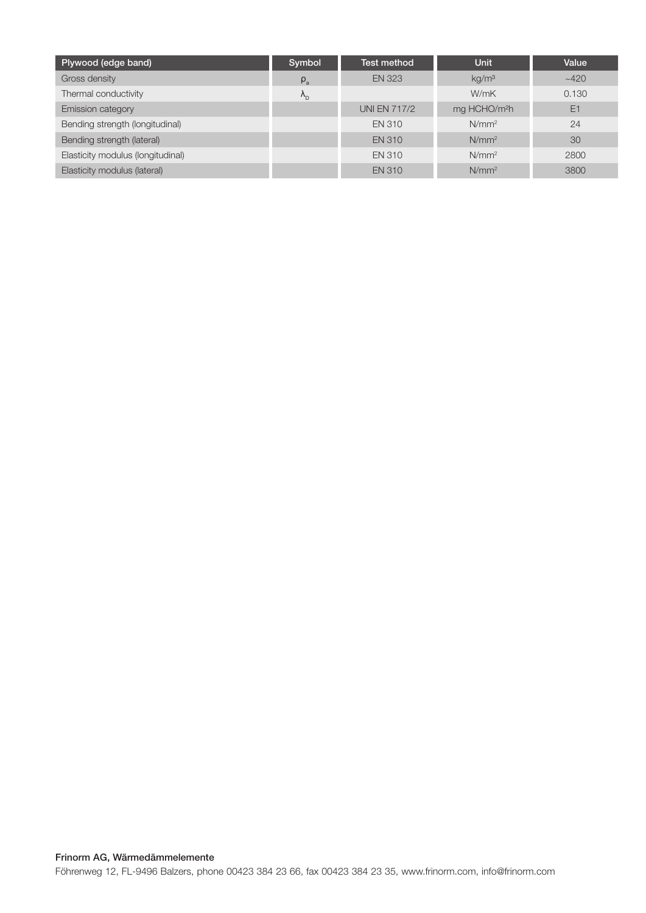| Plywood (edge band) | Symbol | Test method | Unit | Value |
|---|---|---|---|---|
| Gross density | $\rho_a$ | EN 323 | kg/m³ | ~420 |
| Thermal conductivity | $\lambda_D$ | | W/mK | 0.130 |
| Emission category | | UNI EN 717/2 | mg HCHO/m²h | E1 |
| Bending strength (longitudinal) | | EN 310 | N/mm² | 24 |
| Bending strength (lateral) | | EN 310 | N/mm² | 30 |
| Elasticity modulus (longitudinal) | | EN 310 | N/mm² | 2800 |
| Elasticity modulus (lateral) | | EN 310 | N/mm² | 3800 |

**Frinorm AG, Wärmedämmelemente**

Föhrenweg 12, FL-9496 Balzers, phone 00423 384 23 66, fax 00423 384 23 35, www.frinorm.com, info@frinorm.com